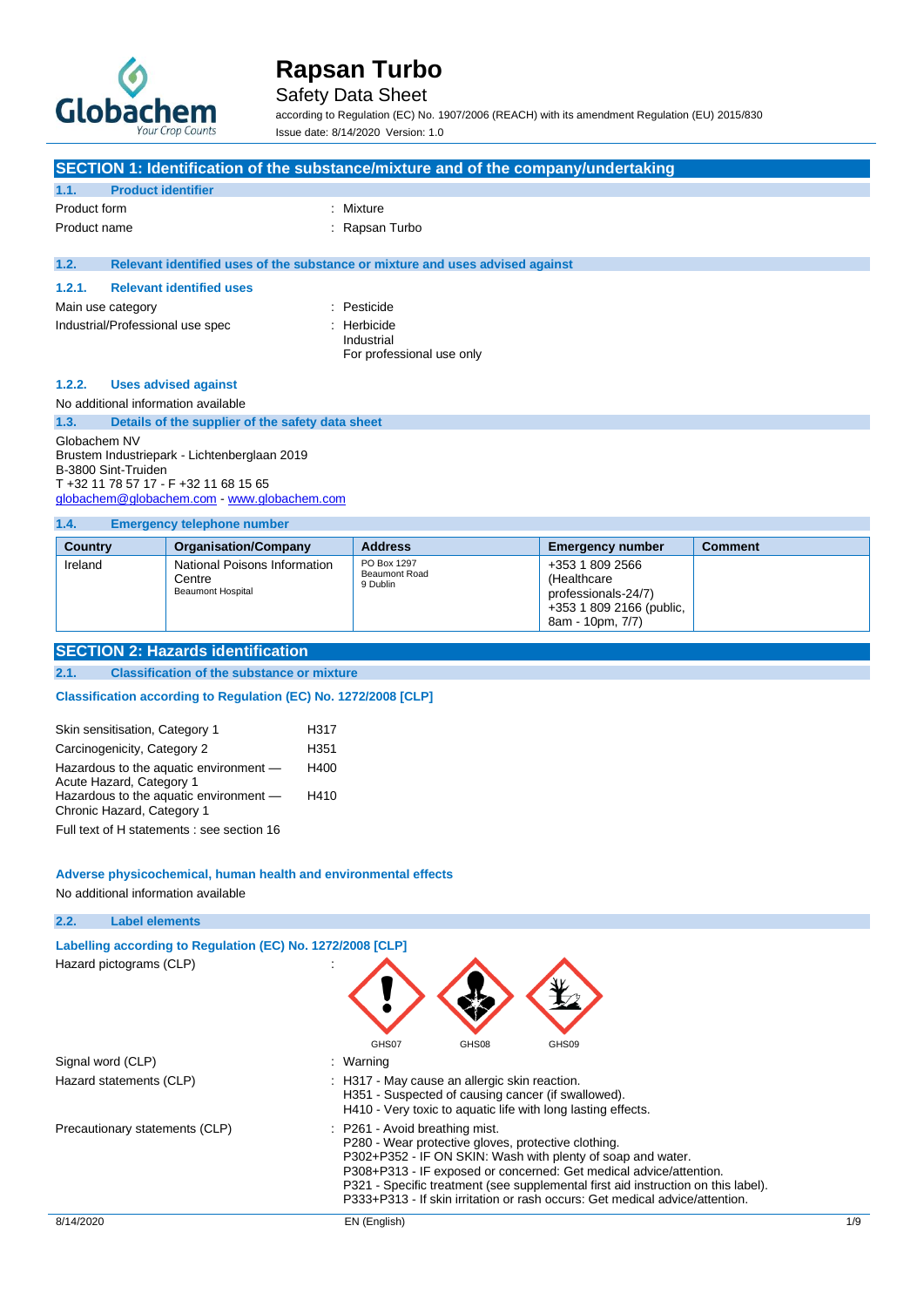# Rapsan Turbo

Safety Data Sheet

according to Regulation (EC) No. 1907/2006 (REACH) with its amendment Regulation (EU) 2015/830

Issue date: 8/14/2020 Version: 1.0

## SECTION 1: Identification of the substance/mixture and of the company/undertaking

### 1.1. Product identifier

Product form : Mixture

Product name : Rapsan Turbo

### 1.2. Relevant identified uses of the substance or mixture and uses advised against

#### 1.2.1. Relevant identified uses

Main use category : Pesticide

Industrial/Professional use spec : Herbicide
Industrial
For professional use only

#### 1.2.2. Uses advised against

No additional information available

### 1.3. Details of the supplier of the safety data sheet

Globachem NV
Brustem Industriepark - Lichtenberglaan 2019
B-3800 Sint-Truiden
T +32 11 78 57 17 - F +32 11 68 15 65
globachem@globachem.com - www.globachem.com

### 1.4. Emergency telephone number

| Country | Organisation/Company | Address | Emergency number | Comment |
|---|---|---|---|---|
| Ireland | National Poisons Information Centre<br>Beaumont Hospital | PO Box 1297<br>Beaumont Road<br>9 Dublin | +353 1 809 2566 (Healthcare professionals-24/7)<br>+353 1 809 2166 (public, 8am - 10pm, 7/7) | |

## SECTION 2: Hazards identification

### 2.1. Classification of the substance or mixture

**Classification according to Regulation (EC) No. 1272/2008 [CLP]**

| | |
|---|---|
| Skin sensitisation, Category 1 | H317 |
| Carcinogenicity, Category 2 | H351 |
| Hazardous to the aquatic environment — Acute Hazard, Category 1 | H400 |
| Hazardous to the aquatic environment — Chronic Hazard, Category 1 | H410 |

Full text of H statements : see section 16

**Adverse physicochemical, human health and environmental effects**

No additional information available

### 2.2. Label elements

**Labelling according to Regulation (EC) No. 1272/2008 [CLP]**

Hazard pictograms (CLP) : GHS07 GHS08 GHS09

Signal word (CLP) : Warning

Hazard statements (CLP) : H317 - May cause an allergic skin reaction.
H351 - Suspected of causing cancer (if swallowed).
H410 - Very toxic to aquatic life with long lasting effects.

Precautionary statements (CLP) : P261 - Avoid breathing mist.
P280 - Wear protective gloves, protective clothing.
P302+P352 - IF ON SKIN: Wash with plenty of soap and water.
P308+P313 - IF exposed or concerned: Get medical advice/attention.
P321 - Specific treatment (see supplemental first aid instruction on this label).
P333+P313 - If skin irritation or rash occurs: Get medical advice/attention.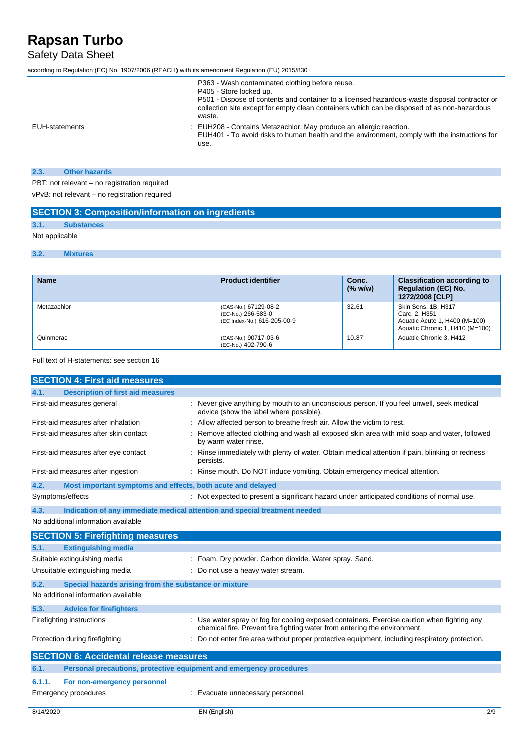| | |
|---|---|
| | P363 - Wash contaminated clothing before reuse.<br>P405 - Store locked up.<br>P501 - Dispose of contents and container to a licensed hazardous-waste disposal contractor or collection site except for empty clean containers which can be disposed of as non-hazardous waste. |
| EUH-statements | : EUH208 - Contains Metazachlor. May produce an allergic reaction.<br>EUH401 - To avoid risks to human health and the environment, comply with the instructions for use. |

### 2.3. Other hazards

PBT: not relevant – no registration required

vPvB: not relevant – no registration required

## SECTION 3: Composition/information on ingredients

### 3.1. Substances

Not applicable

### 3.2. Mixtures

| Name | Product identifier | Conc. (% w/w) | Classification according to Regulation (EC) No. 1272/2008 [CLP] |
|---|---|---|---|
| Metazachlor | (CAS-No.) 67129-08-2<br>(EC-No.) 266-583-0<br>(EC Index-No.) 616-205-00-9 | 32.61 | Skin Sens. 1B, H317<br>Carc. 2, H351<br>Aquatic Acute 1, H400 (M=100)<br>Aquatic Chronic 1, H410 (M=100) |
| Quinmerac | (CAS-No.) 90717-03-6<br>(EC-No.) 402-790-6 | 10.87 | Aquatic Chronic 3, H412 |

Full text of H-statements: see section 16

## SECTION 4: First aid measures

### 4.1. Description of first aid measures

| | |
|---|---|
| First-aid measures general | : Never give anything by mouth to an unconscious person. If you feel unwell, seek medical advice (show the label where possible). |
| First-aid measures after inhalation | : Allow affected person to breathe fresh air. Allow the victim to rest. |
| First-aid measures after skin contact | : Remove affected clothing and wash all exposed skin area with mild soap and water, followed by warm water rinse. |
| First-aid measures after eye contact | : Rinse immediately with plenty of water. Obtain medical attention if pain, blinking or redness persists. |
| First-aid measures after ingestion | : Rinse mouth. Do NOT induce vomiting. Obtain emergency medical attention. |

### 4.2. Most important symptoms and effects, both acute and delayed

| | |
|---|---|
| Symptoms/effects | : Not expected to present a significant hazard under anticipated conditions of normal use. |

### 4.3. Indication of any immediate medical attention and special treatment needed

No additional information available

## SECTION 5: Firefighting measures

### 5.1. Extinguishing media

| | |
|---|---|
| Suitable extinguishing media | : Foam. Dry powder. Carbon dioxide. Water spray. Sand. |
| Unsuitable extinguishing media | : Do not use a heavy water stream. |

### 5.2. Special hazards arising from the substance or mixture

No additional information available

### 5.3. Advice for firefighters

| | |
|---|---|
| Firefighting instructions | : Use water spray or fog for cooling exposed containers. Exercise caution when fighting any chemical fire. Prevent fire fighting water from entering the environment. |
| Protection during firefighting | : Do not enter fire area without proper protective equipment, including respiratory protection. |

## SECTION 6: Accidental release measures

### 6.1. Personal precautions, protective equipment and emergency procedures

#### 6.1.1. For non-emergency personnel

| | |
|---|---|
| Emergency procedures | : Evacuate unnecessary personnel. |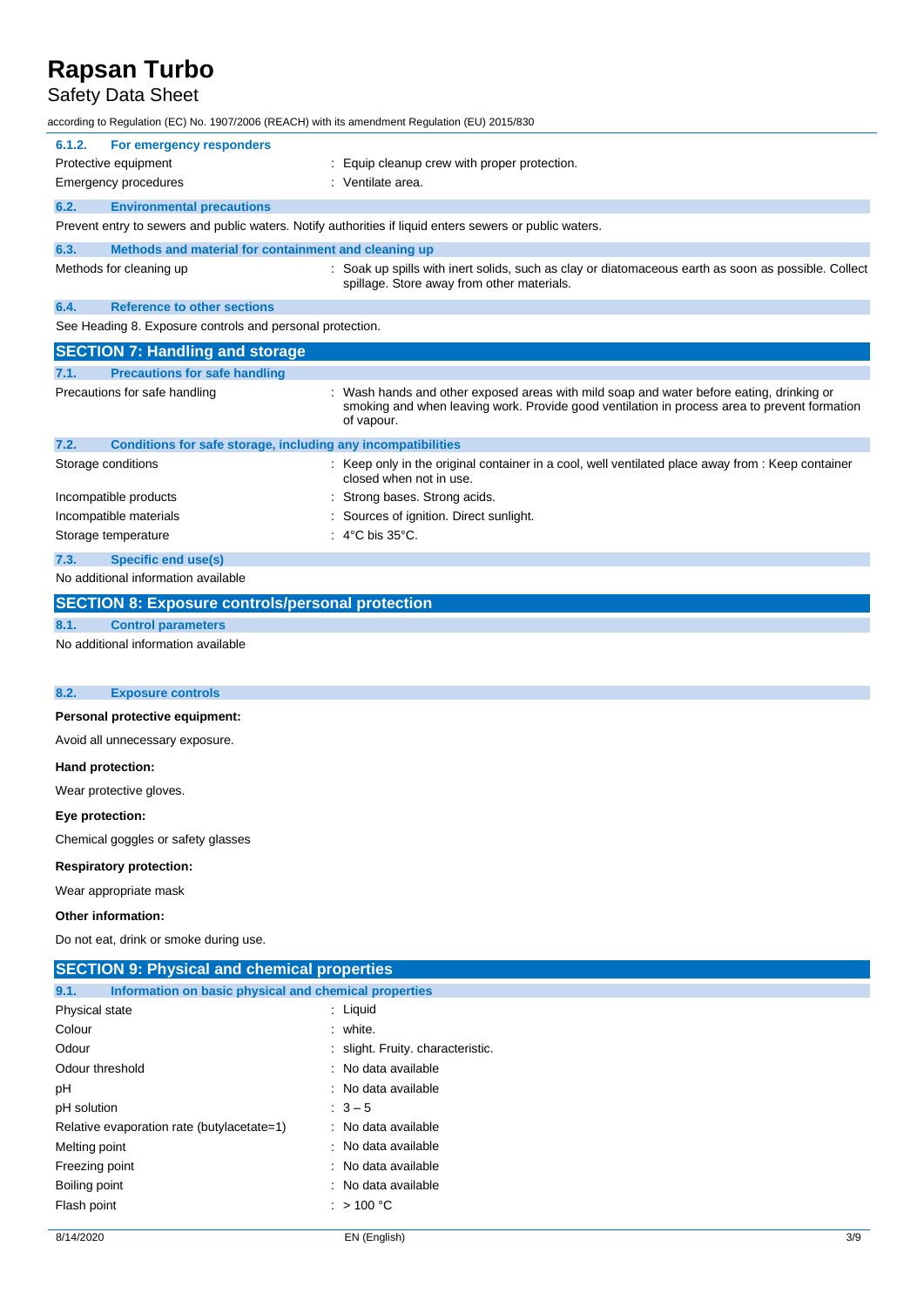### 6.1.2. For emergency responders

| | |
|---|---|
| Protective equipment | : Equip cleanup crew with proper protection. |
| Emergency procedures | : Ventilate area. |

### 6.2. Environmental precautions

Prevent entry to sewers and public waters. Notify authorities if liquid enters sewers or public waters.

### 6.3. Methods and material for containment and cleaning up

| | |
|---|---|
| Methods for cleaning up | : Soak up spills with inert solids, such as clay or diatomaceous earth as soon as possible. Collect spillage. Store away from other materials. |

### 6.4. Reference to other sections

See Heading 8. Exposure controls and personal protection.

## SECTION 7: Handling and storage

### 7.1. Precautions for safe handling

| | |
|---|---|
| Precautions for safe handling | : Wash hands and other exposed areas with mild soap and water before eating, drinking or smoking and when leaving work. Provide good ventilation in process area to prevent formation of vapour. |

### 7.2. Conditions for safe storage, including any incompatibilities

| | |
|---|---|
| Storage conditions | : Keep only in the original container in a cool, well ventilated place away from : Keep container closed when not in use. |
| Incompatible products | : Strong bases. Strong acids. |
| Incompatible materials | : Sources of ignition. Direct sunlight. |
| Storage temperature | : 4°C bis 35°C. |

### 7.3. Specific end use(s)

No additional information available

## SECTION 8: Exposure controls/personal protection

### 8.1. Control parameters

No additional information available

### 8.2. Exposure controls

**Personal protective equipment:**

Avoid all unnecessary exposure.

**Hand protection:**

Wear protective gloves.

**Eye protection:**

Chemical goggles or safety glasses

**Respiratory protection:**

Wear appropriate mask

**Other information:**

Do not eat, drink or smoke during use.

## SECTION 9: Physical and chemical properties

### 9.1. Information on basic physical and chemical properties

| | |
|---|---|
| Physical state | : Liquid |
| Colour | : white. |
| Odour | : slight. Fruity. characteristic. |
| Odour threshold | : No data available |
| pH | : No data available |
| pH solution | : 3 – 5 |
| Relative evaporation rate (butylacetate=1) | : No data available |
| Melting point | : No data available |
| Freezing point | : No data available |
| Boiling point | : No data available |
| Flash point | : > 100 °C |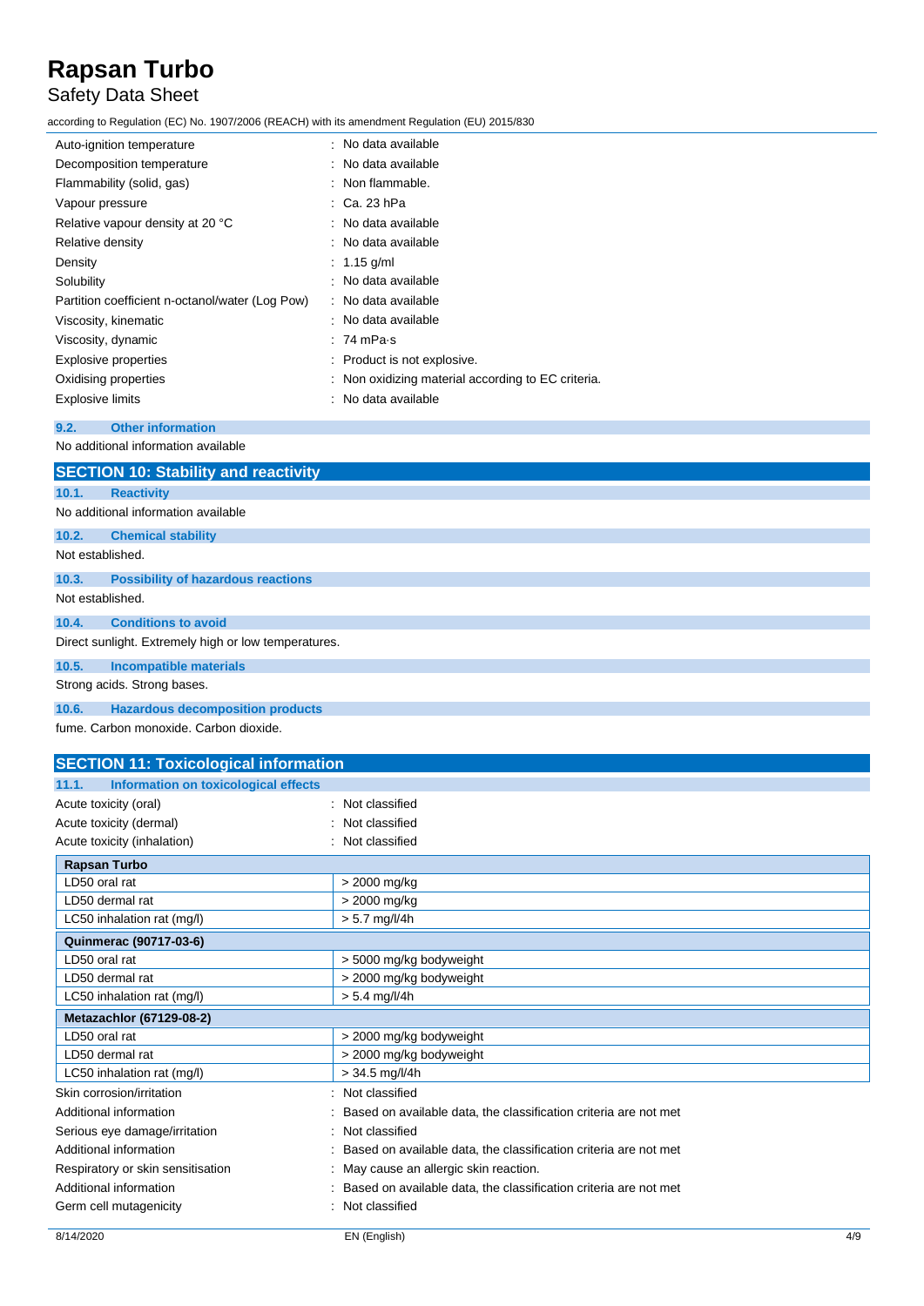| | |
|---|---|
| Auto-ignition temperature | : No data available |
| Decomposition temperature | : No data available |
| Flammability (solid, gas) | : Non flammable. |
| Vapour pressure | : Ca. 23 hPa |
| Relative vapour density at 20 °C | : No data available |
| Relative density | : No data available |
| Density | : 1.15 g/ml |
| Solubility | : No data available |
| Partition coefficient n-octanol/water (Log Pow) | : No data available |
| Viscosity, kinematic | : No data available |
| Viscosity, dynamic | : 74 mPa·s |
| Explosive properties | : Product is not explosive. |
| Oxidising properties | : Non oxidizing material according to EC criteria. |
| Explosive limits | : No data available |

### 9.2. Other information

No additional information available

## SECTION 10: Stability and reactivity

### 10.1. Reactivity

No additional information available

### 10.2. Chemical stability

Not established.

### 10.3. Possibility of hazardous reactions

Not established.

### 10.4. Conditions to avoid

Direct sunlight. Extremely high or low temperatures.

### 10.5. Incompatible materials

Strong acids. Strong bases.

### 10.6. Hazardous decomposition products

fume. Carbon monoxide. Carbon dioxide.

## SECTION 11: Toxicological information

### 11.1. Information on toxicological effects

| | |
|---|---|
| Acute toxicity (oral) | : Not classified |
| Acute toxicity (dermal) | : Not classified |
| Acute toxicity (inhalation) | : Not classified |

| **Rapsan Turbo** | |
|---|---|
| LD50 oral rat | > 2000 mg/kg |
| LD50 dermal rat | > 2000 mg/kg |
| LC50 inhalation rat (mg/l) | > 5.7 mg/l/4h |
| **Quinmerac (90717-03-6)** | |
| LD50 oral rat | > 5000 mg/kg bodyweight |
| LD50 dermal rat | > 2000 mg/kg bodyweight |
| LC50 inhalation rat (mg/l) | > 5.4 mg/l/4h |
| **Metazachlor (67129-08-2)** | |
| LD50 oral rat | > 2000 mg/kg bodyweight |
| LD50 dermal rat | > 2000 mg/kg bodyweight |
| LC50 inhalation rat (mg/l) | > 34.5 mg/l/4h |

| | |
|---|---|
| Skin corrosion/irritation | : Not classified |
| Additional information | : Based on available data, the classification criteria are not met |
| Serious eye damage/irritation | : Not classified |
| Additional information | : Based on available data, the classification criteria are not met |
| Respiratory or skin sensitisation | : May cause an allergic skin reaction. |
| Additional information | : Based on available data, the classification criteria are not met |
| Germ cell mutagenicity | : Not classified |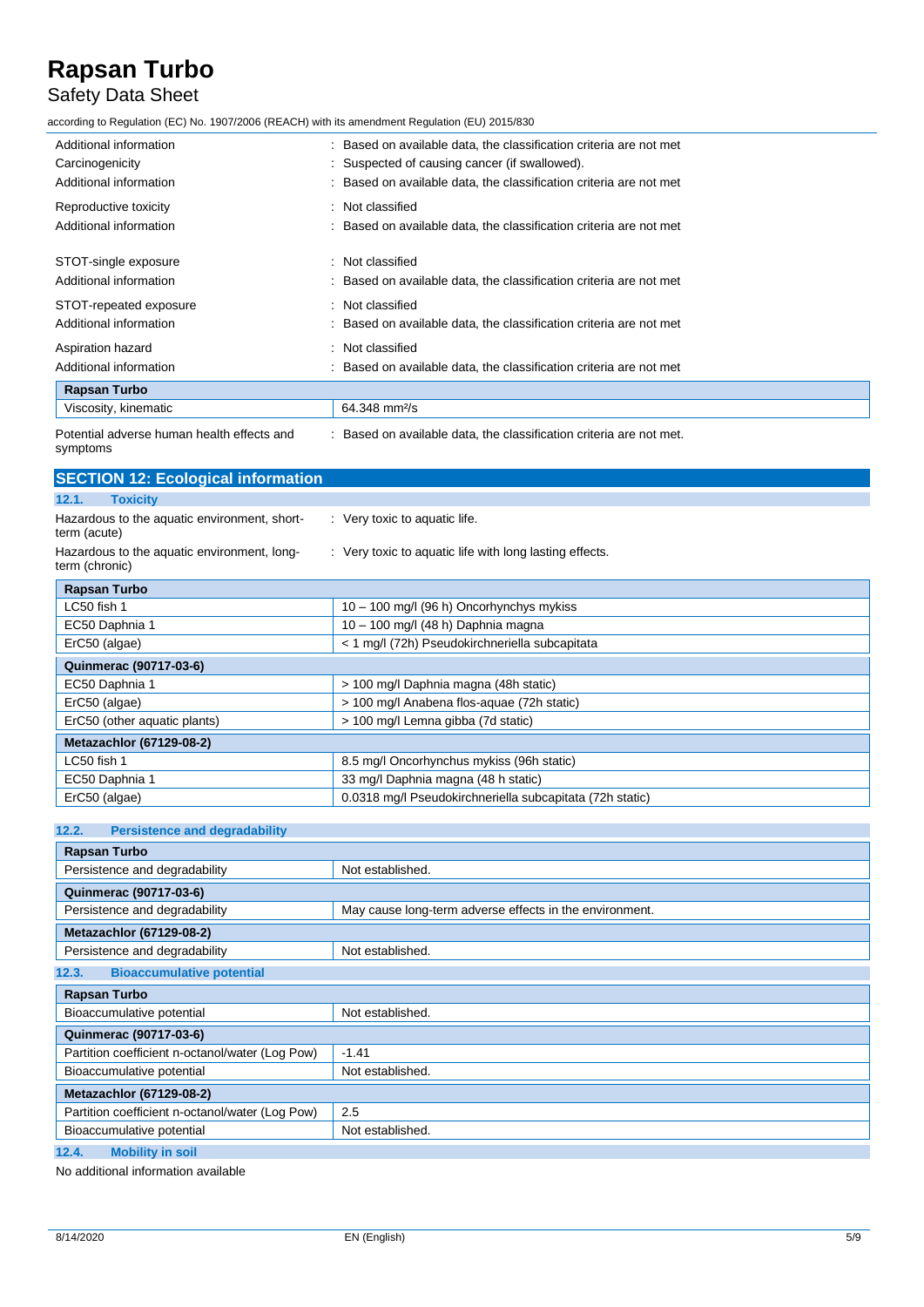| | |
|---|---|
| Additional information | : Based on available data, the classification criteria are not met |
| Carcinogenicity | : Suspected of causing cancer (if swallowed). |
| Additional information | : Based on available data, the classification criteria are not met |
| Reproductive toxicity | : Not classified |
| Additional information | : Based on available data, the classification criteria are not met |
| STOT-single exposure | : Not classified |
| Additional information | : Based on available data, the classification criteria are not met |
| STOT-repeated exposure | : Not classified |
| Additional information | : Based on available data, the classification criteria are not met |
| Aspiration hazard | : Not classified |
| Additional information | : Based on available data, the classification criteria are not met |

| **Rapsan Turbo** | |
|---|---|
| Viscosity, kinematic | 64.348 mm²/s |

Potential adverse human health effects and symptoms : Based on available data, the classification criteria are not met.

## SECTION 12: Ecological information

### 12.1. Toxicity

| | |
|---|---|
| Hazardous to the aquatic environment, short-term (acute) | : Very toxic to aquatic life. |
| Hazardous to the aquatic environment, long-term (chronic) | : Very toxic to aquatic life with long lasting effects. |

| **Rapsan Turbo** | |
|---|---|
| LC50 fish 1 | 10 – 100 mg/l (96 h) Oncorhynchys mykiss |
| EC50 Daphnia 1 | 10 – 100 mg/l (48 h) Daphnia magna |
| ErC50 (algae) | < 1 mg/l (72h) Pseudokirchneriella subcapitata |
| **Quinmerac (90717-03-6)** | |
| EC50 Daphnia 1 | > 100 mg/l Daphnia magna (48h static) |
| ErC50 (algae) | > 100 mg/l Anabena flos-aquae (72h static) |
| ErC50 (other aquatic plants) | > 100 mg/l Lemna gibba (7d static) |
| **Metazachlor (67129-08-2)** | |
| LC50 fish 1 | 8.5 mg/l Oncorhynchus mykiss (96h static) |
| EC50 Daphnia 1 | 33 mg/l Daphnia magna (48 h static) |
| ErC50 (algae) | 0.0318 mg/l Pseudokirchneriella subcapitata (72h static) |

### 12.2. Persistence and degradability

| **Rapsan Turbo** | |
|---|---|
| Persistence and degradability | Not established. |
| **Quinmerac (90717-03-6)** | |
| Persistence and degradability | May cause long-term adverse effects in the environment. |
| **Metazachlor (67129-08-2)** | |
| Persistence and degradability | Not established. |

### 12.3. Bioaccumulative potential

| **Rapsan Turbo** | |
|---|---|
| Bioaccumulative potential | Not established. |
| **Quinmerac (90717-03-6)** | |
| Partition coefficient n-octanol/water (Log Pow) | -1.41 |
| Bioaccumulative potential | Not established. |
| **Metazachlor (67129-08-2)** | |
| Partition coefficient n-octanol/water (Log Pow) | 2.5 |
| Bioaccumulative potential | Not established. |

### 12.4. Mobility in soil

No additional information available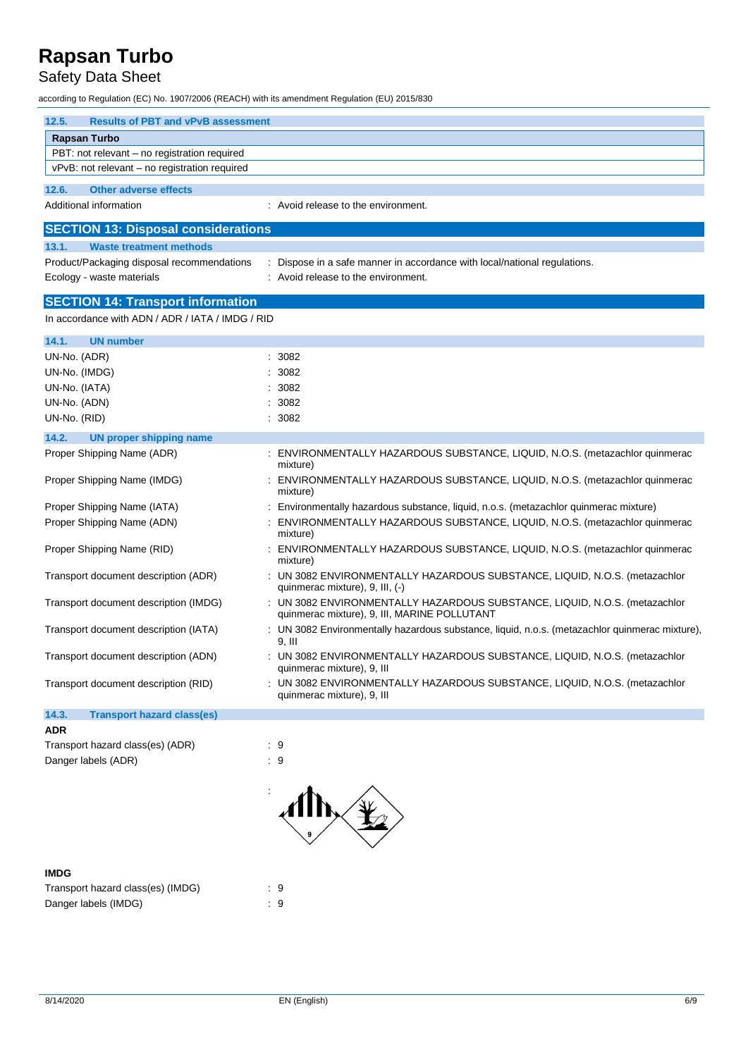### 12.5. Results of PBT and vPvB assessment

| Rapsan Turbo |
|---|
| PBT: not relevant – no registration required |
| vPvB: not relevant – no registration required |

### 12.6. Other adverse effects

Additional information : Avoid release to the environment.

## SECTION 13: Disposal considerations

### 13.1. Waste treatment methods

Product/Packaging disposal recommendations : Dispose in a safe manner in accordance with local/national regulations.

Ecology - waste materials : Avoid release to the environment.

## SECTION 14: Transport information

In accordance with ADN / ADR / IATA / IMDG / RID

### 14.1. UN number

| | |
|---|---|
| UN-No. (ADR) | : 3082 |
| UN-No. (IMDG) | : 3082 |
| UN-No. (IATA) | : 3082 |
| UN-No. (ADN) | : 3082 |
| UN-No. (RID) | : 3082 |

### 14.2. UN proper shipping name

| | |
|---|---|
| Proper Shipping Name (ADR) | : ENVIRONMENTALLY HAZARDOUS SUBSTANCE, LIQUID, N.O.S. (metazachlor quinmerac mixture) |
| Proper Shipping Name (IMDG) | : ENVIRONMENTALLY HAZARDOUS SUBSTANCE, LIQUID, N.O.S. (metazachlor quinmerac mixture) |
| Proper Shipping Name (IATA) | : Environmentally hazardous substance, liquid, n.o.s. (metazachlor quinmerac mixture) |
| Proper Shipping Name (ADN) | : ENVIRONMENTALLY HAZARDOUS SUBSTANCE, LIQUID, N.O.S. (metazachlor quinmerac mixture) |
| Proper Shipping Name (RID) | : ENVIRONMENTALLY HAZARDOUS SUBSTANCE, LIQUID, N.O.S. (metazachlor quinmerac mixture) |
| Transport document description (ADR) | : UN 3082 ENVIRONMENTALLY HAZARDOUS SUBSTANCE, LIQUID, N.O.S. (metazachlor quinmerac mixture), 9, III, (-) |
| Transport document description (IMDG) | : UN 3082 ENVIRONMENTALLY HAZARDOUS SUBSTANCE, LIQUID, N.O.S. (metazachlor quinmerac mixture), 9, III, MARINE POLLUTANT |
| Transport document description (IATA) | : UN 3082 Environmentally hazardous substance, liquid, n.o.s. (metazachlor quinmerac mixture), 9, III |
| Transport document description (ADN) | : UN 3082 ENVIRONMENTALLY HAZARDOUS SUBSTANCE, LIQUID, N.O.S. (metazachlor quinmerac mixture), 9, III |
| Transport document description (RID) | : UN 3082 ENVIRONMENTALLY HAZARDOUS SUBSTANCE, LIQUID, N.O.S. (metazachlor quinmerac mixture), 9, III |

### 14.3. Transport hazard class(es)

**ADR**

| | |
|---|---|
| Transport hazard class(es) (ADR) | : 9 |
| Danger labels (ADR) | : 9 |

:

**IMDG**

| | |
|---|---|
| Transport hazard class(es) (IMDG) | : 9 |
| Danger labels (IMDG) | : 9 |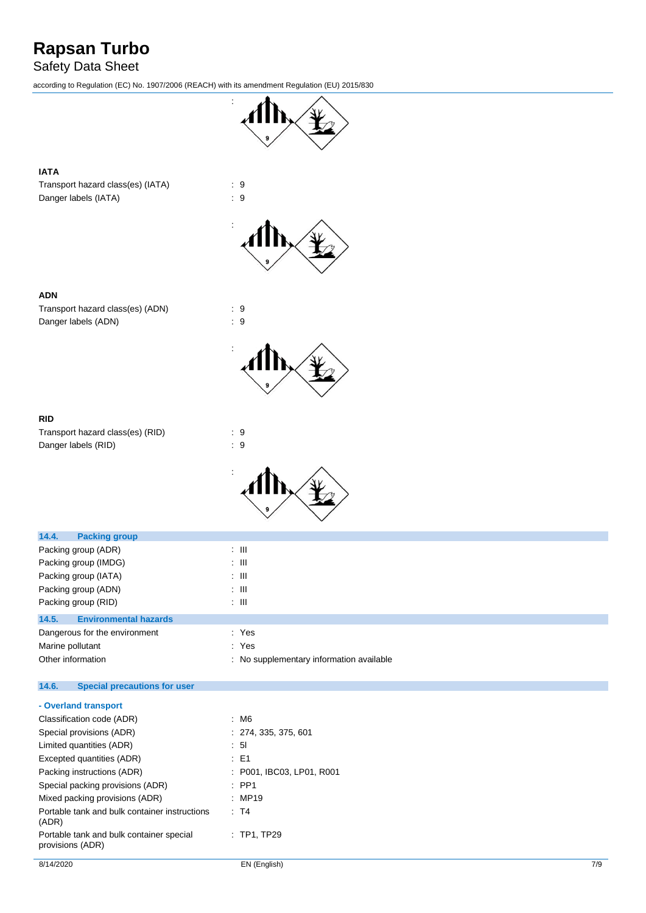:

**IATA**

Transport hazard class(es) (IATA) : 9

Danger labels (IATA) : 9

:

**ADN**

Transport hazard class(es) (ADN) : 9

Danger labels (ADN) : 9

:

**RID**

Transport hazard class(es) (RID) : 9

Danger labels (RID) : 9

:

## 14.4. Packing group

Packing group (ADR) : III

Packing group (IMDG) : III

Packing group (IATA) : III

Packing group (ADN) : III

Packing group (RID) : III

## 14.5. Environmental hazards

Dangerous for the environment : Yes

Marine pollutant : Yes

Other information : No supplementary information available

## 14.6. Special precautions for user

**- Overland transport**

Classification code (ADR) : M6

Special provisions (ADR) : 274, 335, 375, 601

Limited quantities (ADR) : 5l

Excepted quantities (ADR) : E1

Packing instructions (ADR) : P001, IBC03, LP01, R001

Special packing provisions (ADR) : PP1

Mixed packing provisions (ADR) : MP19

Portable tank and bulk container instructions (ADR) : T4

Portable tank and bulk container special provisions (ADR) : TP1, TP29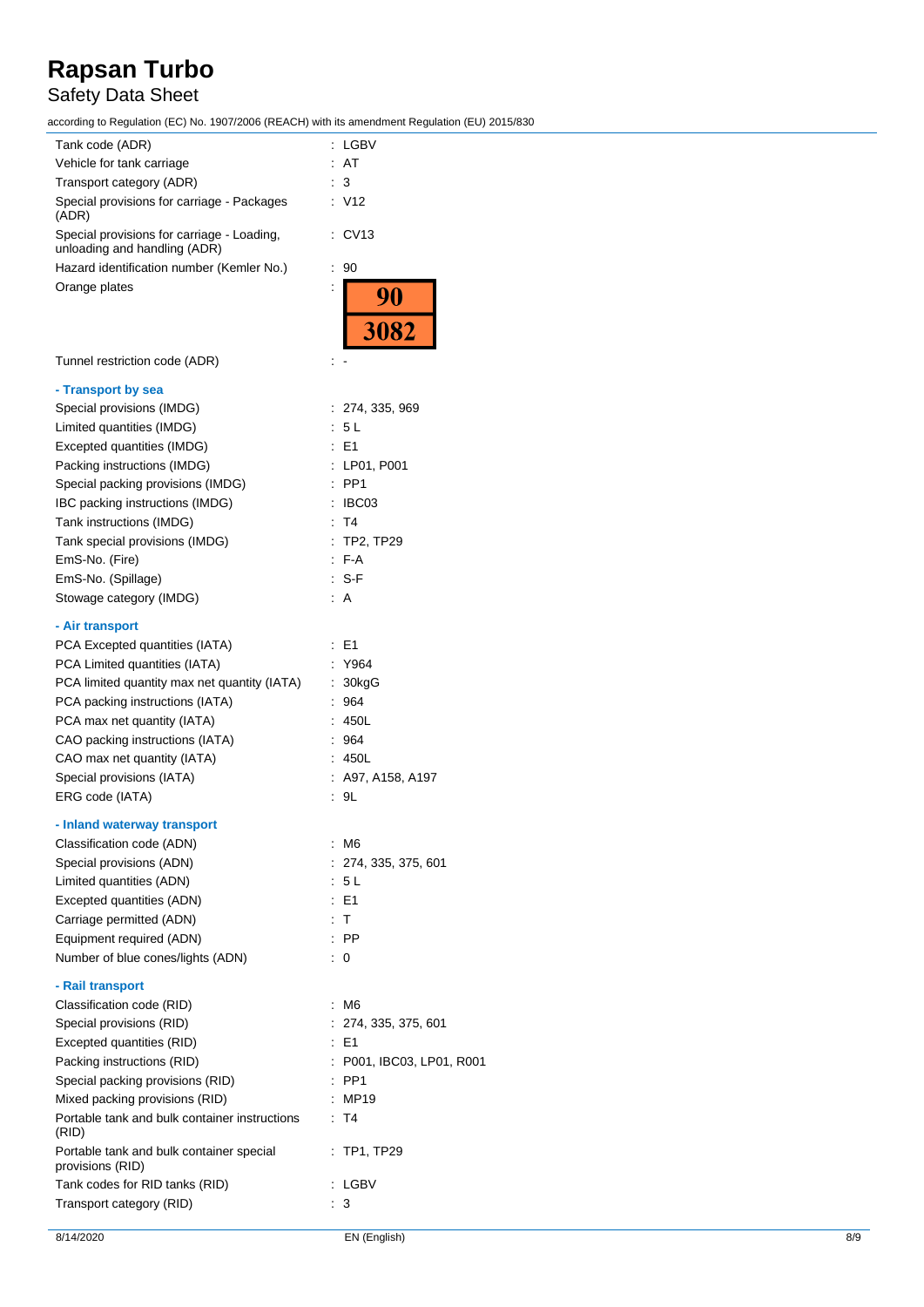| | |
|---|---|
| Tank code (ADR) | : LGBV |
| Vehicle for tank carriage | : AT |
| Transport category (ADR) | : 3 |
| Special provisions for carriage - Packages (ADR) | : V12 |
| Special provisions for carriage - Loading, unloading and handling (ADR) | : CV13 |
| Hazard identification number (Kemler No.) | : 90 |
| Orange plates | : 90 / 3082 |
| Tunnel restriction code (ADR) | : - |

**- Transport by sea**

| | |
|---|---|
| Special provisions (IMDG) | : 274, 335, 969 |
| Limited quantities (IMDG) | : 5 L |
| Excepted quantities (IMDG) | : E1 |
| Packing instructions (IMDG) | : LP01, P001 |
| Special packing provisions (IMDG) | : PP1 |
| IBC packing instructions (IMDG) | : IBC03 |
| Tank instructions (IMDG) | : T4 |
| Tank special provisions (IMDG) | : TP2, TP29 |
| EmS-No. (Fire) | : F-A |
| EmS-No. (Spillage) | : S-F |
| Stowage category (IMDG) | : A |

**- Air transport**

| | |
|---|---|
| PCA Excepted quantities (IATA) | : E1 |
| PCA Limited quantities (IATA) | : Y964 |
| PCA limited quantity max net quantity (IATA) | : 30kgG |
| PCA packing instructions (IATA) | : 964 |
| PCA max net quantity (IATA) | : 450L |
| CAO packing instructions (IATA) | : 964 |
| CAO max net quantity (IATA) | : 450L |
| Special provisions (IATA) | : A97, A158, A197 |
| ERG code (IATA) | : 9L |

**- Inland waterway transport**

| | |
|---|---|
| Classification code (ADN) | : M6 |
| Special provisions (ADN) | : 274, 335, 375, 601 |
| Limited quantities (ADN) | : 5 L |
| Excepted quantities (ADN) | : E1 |
| Carriage permitted (ADN) | : T |
| Equipment required (ADN) | : PP |
| Number of blue cones/lights (ADN) | : 0 |

**- Rail transport**

| | |
|---|---|
| Classification code (RID) | : M6 |
| Special provisions (RID) | : 274, 335, 375, 601 |
| Excepted quantities (RID) | : E1 |
| Packing instructions (RID) | : P001, IBC03, LP01, R001 |
| Special packing provisions (RID) | : PP1 |
| Mixed packing provisions (RID) | : MP19 |
| Portable tank and bulk container instructions (RID) | : T4 |
| Portable tank and bulk container special provisions (RID) | : TP1, TP29 |
| Tank codes for RID tanks (RID) | : LGBV |
| Transport category (RID) | : 3 |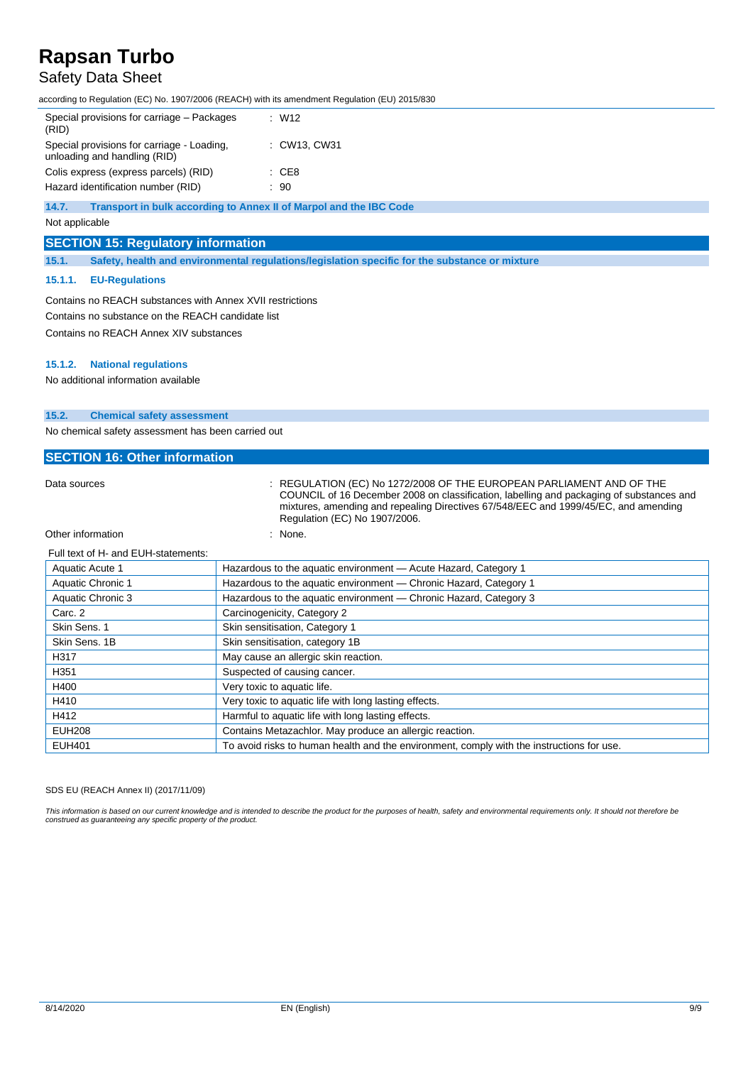| | | |
|---|---|---|
| Special provisions for carriage – Packages (RID) | : | W12 |
| Special provisions for carriage - Loading, unloading and handling (RID) | : | CW13, CW31 |
| Colis express (express parcels) (RID) | : | CE8 |
| Hazard identification number (RID) | : | 90 |

### 14.7. Transport in bulk according to Annex II of Marpol and the IBC Code

Not applicable

## SECTION 15: Regulatory information

### 15.1. Safety, health and environmental regulations/legislation specific for the substance or mixture

#### 15.1.1. EU-Regulations

Contains no REACH substances with Annex XVII restrictions

Contains no substance on the REACH candidate list

Contains no REACH Annex XIV substances

#### 15.1.2. National regulations

No additional information available

### 15.2. Chemical safety assessment

No chemical safety assessment has been carried out

## SECTION 16: Other information

| | | |
|---|---|---|
| Data sources | : | REGULATION (EC) No 1272/2008 OF THE EUROPEAN PARLIAMENT AND OF THE COUNCIL of 16 December 2008 on classification, labelling and packaging of substances and mixtures, amending and repealing Directives 67/548/EEC and 1999/45/EC, and amending Regulation (EC) No 1907/2006. |
| Other information | : | None. |

Full text of H- and EUH-statements:

| | |
|---|---|
| Aquatic Acute 1 | Hazardous to the aquatic environment — Acute Hazard, Category 1 |
| Aquatic Chronic 1 | Hazardous to the aquatic environment — Chronic Hazard, Category 1 |
| Aquatic Chronic 3 | Hazardous to the aquatic environment — Chronic Hazard, Category 3 |
| Carc. 2 | Carcinogenicity, Category 2 |
| Skin Sens. 1 | Skin sensitisation, Category 1 |
| Skin Sens. 1B | Skin sensitisation, category 1B |
| H317 | May cause an allergic skin reaction. |
| H351 | Suspected of causing cancer. |
| H400 | Very toxic to aquatic life. |
| H410 | Very toxic to aquatic life with long lasting effects. |
| H412 | Harmful to aquatic life with long lasting effects. |
| EUH208 | Contains Metazachlor. May produce an allergic reaction. |
| EUH401 | To avoid risks to human health and the environment, comply with the instructions for use. |

SDS EU (REACH Annex II) (2017/11/09)

*This information is based on our current knowledge and is intended to describe the product for the purposes of health, safety and environmental requirements only. It should not therefore be construed as guaranteeing any specific property of the product.*